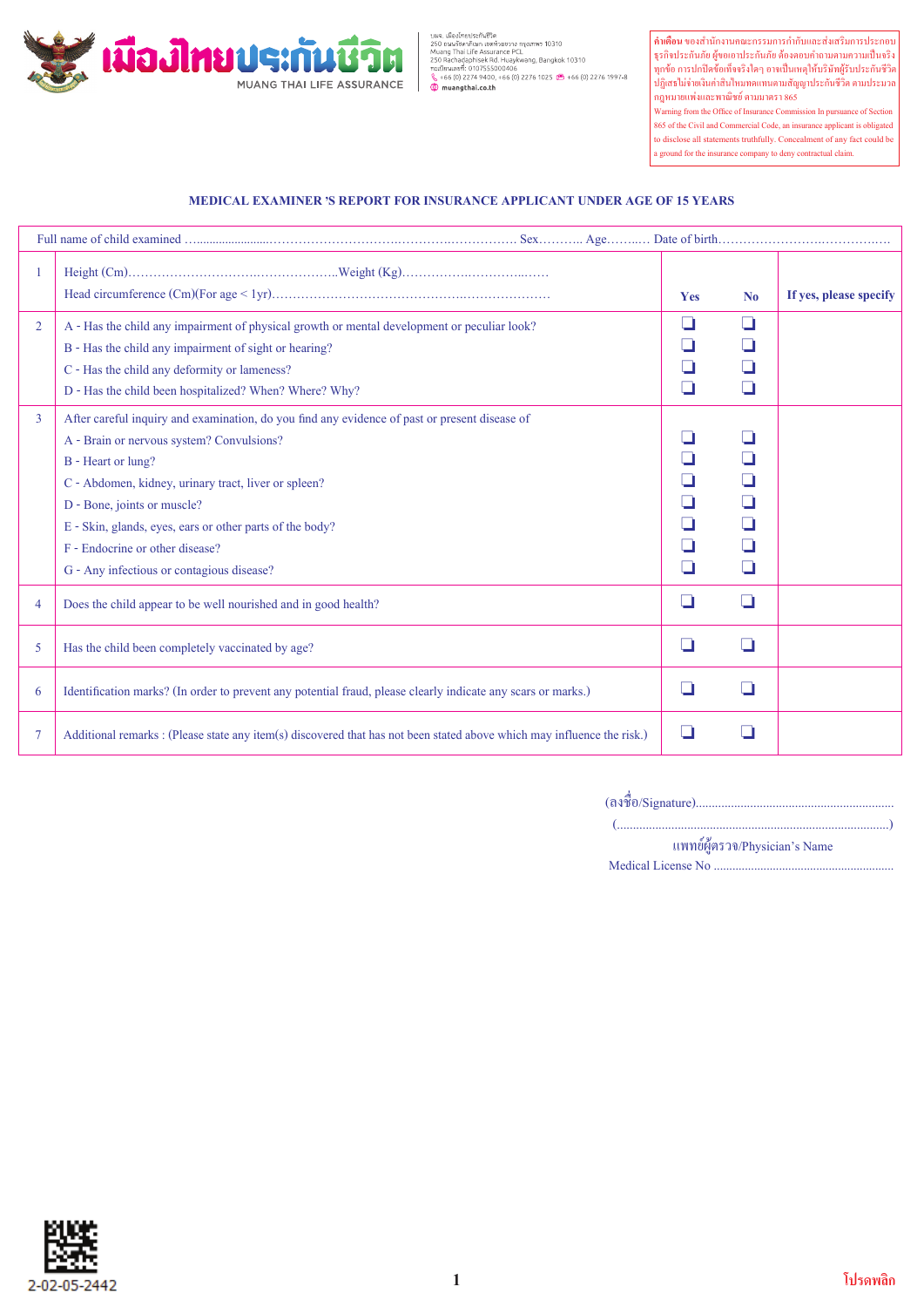**เมืองไทยประกันชีวิต**
MUANG THAI LIFE ASSURANCE

บมจ. เมืองไทยประกันชีวิต
250 ถนนรัชดาภิเษก แขวงห้วยขวาง เขตห้วยขวาง กรุงเทพฯ 10310
Muang Thai Life Assurance PCL.
250 Rachadaphisek Rd. Huaykwang, Bangkok 10310
ทะเบียนเลขที่: 0107555000406
+66 (0) 2274 9400, +66 (0) 2276 1025 +66 (0) 2276 1997-8
muangthai.co.th

**คำเตือน** ของสำนักงานคณะกรรมการกำกับและส่งเสริมการประกอบธุรกิจประกันภัย ผู้ขอเอาประกันภัย ต้องตอบคำถามตามความเป็นจริงทุกข้อ การปกปิดข้อเท็จจริงใดๆ อาจเป็นเหตุให้บริษัทผู้รับประกันชีวิตปฏิเสธไม่จ่ายเงินค่าสินไหมทดแทนตามสัญญาประกันชีวิต ตามประมวลกฎหมายแพ่งและพาณิชย์ ตามมาตรา 865

Warning from the Office of Insurance Commission In pursuance of Section 865 of the Civil and Commercial Code, an insurance applicant is obligated to disclose all statements truthfully. Concealment of any fact could be a ground for the insurance company to deny contractual claim.

## MEDICAL EXAMINER 'S REPORT FOR INSURANCE APPLICANT UNDER AGE OF 15 YEARS

Full name of child examined ………………………………………………………………… Sex……….. Age………. Date of birth……………………………………

| | | Yes | No | If yes, please specify |
|---|---|---|---|---|
| 1 | Height (Cm)……………………………………………..Weight (Kg)………………………………<br>Head circumference (Cm)(For age < 1yr)……………………………………………………… | | | |
| 2 | A - Has the child any impairment of physical growth or mental development or peculiar look?<br>B - Has the child any impairment of sight or hearing?<br>C - Has the child any deformity or lameness?<br>D - Has the child been hospitalized? When? Where? Why? | ❏<br>❏<br>❏<br>❏ | ❏<br>❏<br>❏<br>❏ | |
| 3 | After careful inquiry and examination, do you find any evidence of past or present disease of<br>A - Brain or nervous system? Convulsions?<br>B - Heart or lung?<br>C - Abdomen, kidney, urinary tract, liver or spleen?<br>D - Bone, joints or muscle?<br>E - Skin, glands, eyes, ears or other parts of the body?<br>F - Endocrine or other disease?<br>G - Any infectious or contagious disease? | <br>❏<br>❏<br>❏<br>❏<br>❏<br>❏<br>❏ | <br>❏<br>❏<br>❏<br>❏<br>❏<br>❏<br>❏ | |
| 4 | Does the child appear to be well nourished and in good health? | ❏ | ❏ | |
| 5 | Has the child been completely vaccinated by age? | ❏ | ❏ | |
| 6 | Identification marks? (In order to prevent any potential fraud, please clearly indicate any scars or marks.) | ❏ | ❏ | |
| 7 | Additional remarks : (Please state any item(s) discovered that has not been stated above which may influence the risk.) | ❏ | ❏ | |

(ลงชื่อ/Signature)……………………………………………………
(……………………………………………………………………)
แพทย์ผู้ตรวจ/Physician's Name
Medical License No ………………………………………………

2-02-05-2442

โปรดพลิก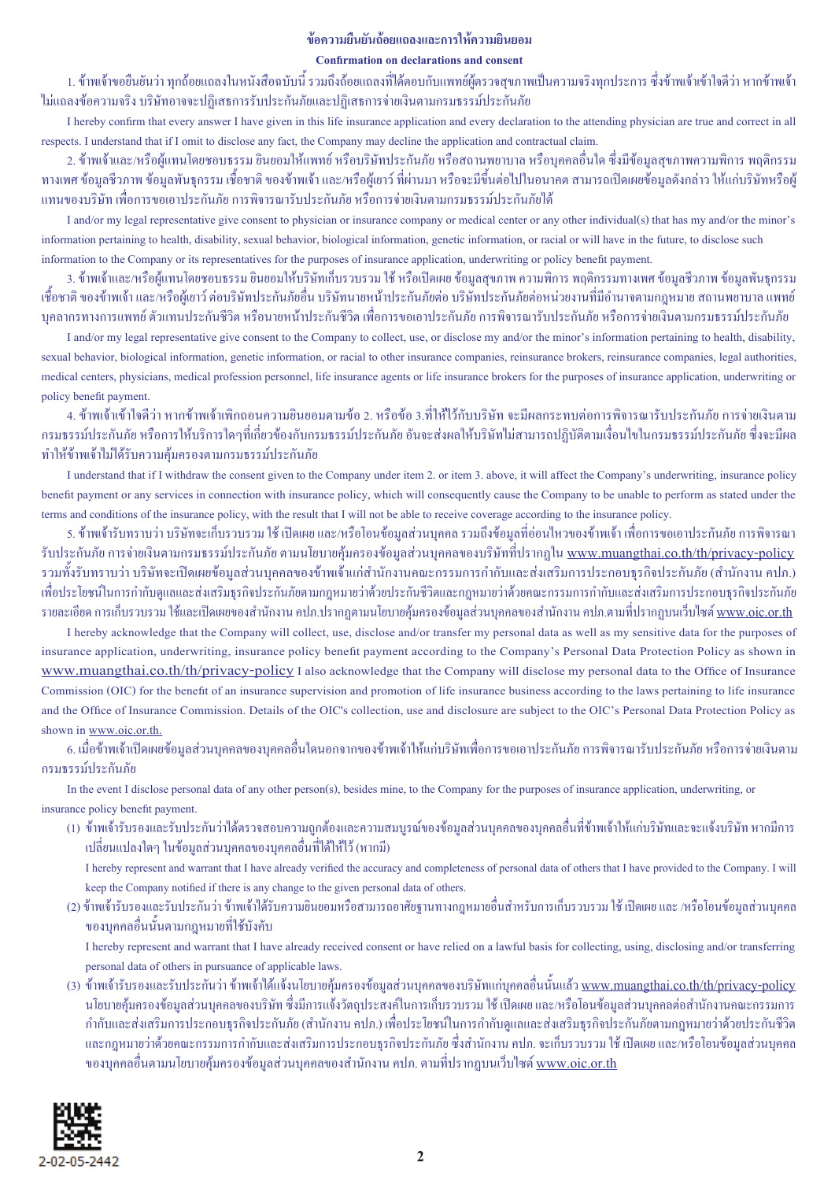## ข้อความยืนยันถ้อยแถลงและการให้ความยินยอม

### Confirmation on declarations and consent

1. ข้าพเจ้าขอยืนยันว่า ทุกถ้อยแถลงในหนังสือฉบับนี้ รวมถึงถ้อยแถลงที่ได้ตอบกับแพทย์ผู้ตรวจสุขภาพเป็นความจริงทุกประการ ซึ่งข้าพเจ้าเข้าใจดีว่า หากข้าพเจ้าไม่แถลงข้อความจริง บริษัทอาจจะปฏิเสธการรับประกันภัยและปฏิเสธการจ่ายเงินตามกรมธรรม์ประกันภัย

I hereby confirm that every answer I have given in this life insurance application and every declaration to the attending physician are true and correct in all respects. I understand that if I omit to disclose any fact, the Company may decline the application and contractual claim.

2. ข้าพเจ้าและ/หรือผู้แทนโดยชอบธรรม ยินยอมให้แพทย์ หรือบริษัทประกันภัย หรือสถานพยาบาล หรือบุคคลอื่นใด ซึ่งมีข้อมูลสุขภาพความพิการ พฤติกรรมทางเพศ ข้อมูลชีวภาพ ข้อมูลพันธุกรรม เชื้อชาติ ของข้าพเจ้า และ/หรือผู้เยาว์ ที่ผ่านมา หรือจะมีขึ้นต่อไปในอนาคต สามารถเปิดเผยข้อมูลดังกล่าว ให้แก่บริษัทหรือผู้แทนของบริษัท เพื่อการขอเอาประกันภัย การพิจารณารับประกันภัย หรือการจ่ายเงินตามกรมธรรม์ประกันภัยได้

I and/or my legal representative give consent to physician or insurance company or medical center or any other individual(s) that has my and/or the minor's information pertaining to health, disability, sexual behavior, biological information, genetic information, or racial or will have in the future, to disclose such information to the Company or its representatives for the purposes of insurance application, underwriting or policy benefit payment.

3. ข้าพเจ้าและ/หรือผู้แทนโดยชอบธรรม ยินยอมให้บริษัทเก็บรวบรวม ใช้ หรือเปิดเผย ข้อมูลสุขภาพ ความพิการ พฤติกรรมทางเพศ ข้อมูลชีวภาพ ข้อมูลพันธุกรรม เชื้อชาติ ของข้าพเจ้า และ/หรือผู้เยาว์ ต่อบริษัทประกันภัยอื่น บริษัทนายหน้าประกันภัยต่อ บริษัทประกันภัยต่อหน่วยงานที่มีอำนาจตามกฎหมาย สถานพยาบาล แพทย์ บุคลากรทางการแพทย์ ตัวแทนประกันชีวิต หรือนายหน้าประกันชีวิต เพื่อการขอเอาประกันภัย การพิจารณารับประกันภัย หรือการจ่ายเงินตามกรมธรรม์ประกันภัย

I and/or my legal representative give consent to the Company to collect, use, or disclose my and/or the minor's information pertaining to health, disability, sexual behavior, biological information, genetic information, or racial to other insurance companies, reinsurance brokers, reinsurance companies, legal authorities, medical centers, physicians, medical profession personnel, life insurance agents or life insurance brokers for the purposes of insurance application, underwriting or policy benefit payment.

4. ข้าพเจ้าเข้าใจดีว่า หากข้าพเจ้าเพิกถอนความยินยอมตามข้อ 2. หรือข้อ 3.ที่ให้ไว้กับบริษัท จะมีผลกระทบต่อการพิจารณารับประกันภัย การจ่ายเงินตามกรมธรรม์ประกันภัย หรือการให้บริการใดๆที่เกี่ยวข้องกับกรมธรรม์ประกันภัย อันจะส่งผลให้บริษัทไม่สามารถปฏิบัติตามเงื่อนไขในกรมธรรม์ประกันภัย ซึ่งจะมีผลทำให้ข้าพเจ้าไม่ได้รับความคุ้มครองตามกรมธรรม์ประกันภัย

I understand that if I withdraw the consent given to the Company under item 2. or item 3. above, it will affect the Company's underwriting, insurance policy benefit payment or any services in connection with insurance policy, which will consequently cause the Company to be unable to perform as stated under the terms and conditions of the insurance policy, with the result that I will not be able to receive coverage according to the insurance policy.

5. ข้าพเจ้ารับทราบว่า บริษัทจะเก็บรวบรวม ใช้ เปิดเผย และ/หรือโอนข้อมูลส่วนบุคคล รวมถึงข้อมูลที่อ่อนไหวของข้าพเจ้า เพื่อการขอเอาประกันภัย การพิจารณารับประกันภัย การจ่ายเงินตามกรมธรรม์ประกันภัย ตามนโยบายคุ้มครองข้อมูลส่วนบุคคลของบริษัทที่ปรากฏใน www.muangthai.co.th/th/privacy-policy รวมทั้งรับทราบว่า บริษัทจะเปิดเผยข้อมูลส่วนบุคคลของข้าพเจ้าแก่สำนักงานคณะกรรมการกำกับและส่งเสริมการประกอบธุรกิจประกันภัย (สำนักงาน คปภ.) เพื่อประโยชน์ในการกำกับดูแลและส่งเสริมธุรกิจประกันภัยตามกฎหมายว่าด้วยประกันชีวิตและกฎหมายว่าด้วยคณะกรรมการกำกับและส่งเสริมการประกอบธุรกิจประกันภัย รายละเอียด การเก็บรวบรวม ใช้และเปิดเผยของสำนักงาน คปภ.ปรากฏตามนโยบายคุ้มครองข้อมูลส่วนบุคคลของสำนักงาน คปภ.ตามที่ปรากฏบนเว็บไซต์ www.oic.or.th

I hereby acknowledge that the Company will collect, use, disclose and/or transfer my personal data as well as my sensitive data for the purposes of insurance application, underwriting, insurance policy benefit payment according to the Company's Personal Data Protection Policy as shown in www.muangthai.co.th/th/privacy-policy I also acknowledge that the Company will disclose my personal data to the Office of Insurance Commission (OIC) for the benefit of an insurance supervision and promotion of life insurance business according to the laws pertaining to life insurance and the Office of Insurance Commission. Details of the OIC's collection, use and disclosure are subject to the OIC's Personal Data Protection Policy as shown in www.oic.or.th.

6. เมื่อข้าพเจ้าเปิดเผยข้อมูลส่วนบุคคลของบุคคลอื่นใดนอกจากของข้าพเจ้าให้แก่บริษัทเพื่อการขอเอาประกันภัย การพิจารณารับประกันภัย หรือการจ่ายเงินตามกรมธรรม์ประกันภัย

In the event I disclose personal data of any other person(s), besides mine, to the Company for the purposes of insurance application, underwriting, or insurance policy benefit payment.

(1) ข้าพเจ้ารับรองและรับประกันว่าได้ตรวจสอบความถูกต้องและความสมบูรณ์ของข้อมูลส่วนบุคคลของบุคคลอื่นที่ข้าพเจ้าให้แก่บริษัทและจะแจ้งบริษัท หากมีการเปลี่ยนแปลงใดๆ ในข้อมูลส่วนบุคคลของบุคคลอื่นที่ได้ให้ไว้ (หากมี)

I hereby represent and warrant that I have already verified the accuracy and completeness of personal data of others that I have provided to the Company. I will keep the Company notified if there is any change to the given personal data of others.

(2) ข้าพเจ้ารับรองและรับประกันว่า ข้าพเจ้าได้รับความยินยอมหรือสามารถอาศัยฐานทางกฎหมายอื่นสำหรับการเก็บรวบรวม ใช้ เปิดเผย และ /หรือโอนข้อมูลส่วนบุคคลของบุคคลอื่นนั้นตามกฎหมายที่ใช้บังคับ

I hereby represent and warrant that I have already received consent or have relied on a lawful basis for collecting, using, disclosing and/or transferring personal data of others in pursuance of applicable laws.

(3) ข้าพเจ้ารับรองและรับประกันว่า ข้าพเจ้าได้แจ้งนโยบายคุ้มครองข้อมูลส่วนบุคคลของบริษัทแก่บุคคลอื่นนั้นแล้ว www.muangthai.co.th/th/privacy-policy นโยบายคุ้มครองข้อมูลส่วนบุคคลของบริษัท ซึ่งมีการแจ้งวัตถุประสงค์ในการเก็บรวบรวม ใช้ เปิดเผย และ/หรือโอนข้อมูลส่วนบุคคลต่อสำนักงานคณะกรรมการกำกับและส่งเสริมการประกอบธุรกิจประกันภัย (สำนักงาน คปภ.) เพื่อประโยชน์ในการกำกับดูแลและส่งเสริมธุรกิจประกันภัยตามกฎหมายว่าด้วยประกันชีวิตและกฎหมายว่าด้วยคณะกรรมการกำกับและส่งเสริมการประกอบธุรกิจประกันภัย ซึ่งสำนักงาน คปภ. จะเก็บรวบรวม ใช้ เปิดเผย และ/หรือโอนข้อมูลส่วนบุคคลของบุคคลอื่นตามนโยบายคุ้มครองข้อมูลส่วนบุคคลของสำนักงาน คปภ. ตามที่ปรากฏบนเว็บไซต์ www.oic.or.th

2-02-05-2442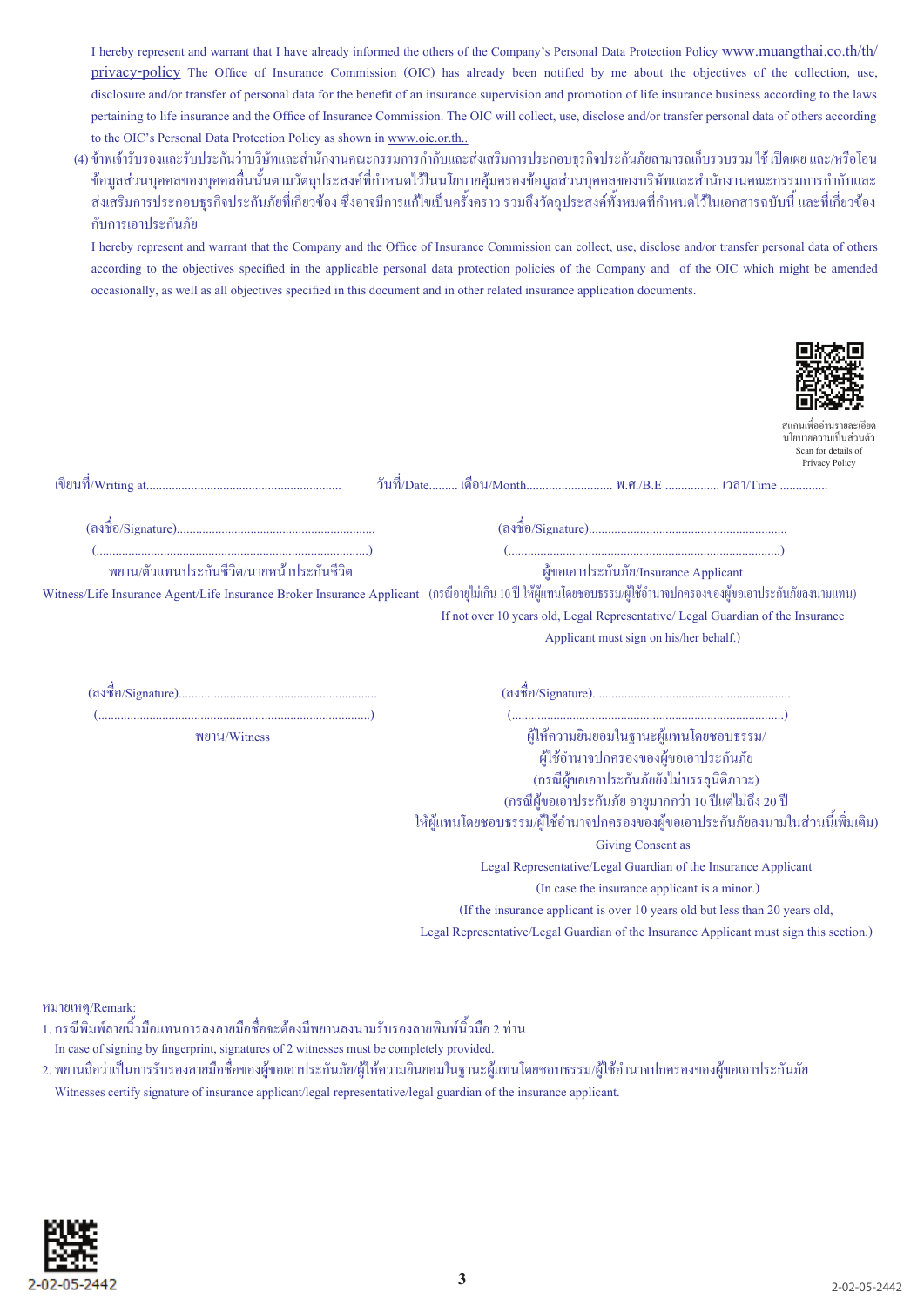I hereby represent and warrant that I have already informed the others of the Company's Personal Data Protection Policy www.muangthai.co.th/th/privacy-policy The Office of Insurance Commission (OIC) has already been notified by me about the objectives of the collection, use, disclosure and/or transfer of personal data for the benefit of an insurance supervision and promotion of life insurance business according to the laws pertaining to life insurance and the Office of Insurance Commission. The OIC will collect, use, disclose and/or transfer personal data of others according to the OIC's Personal Data Protection Policy as shown in www.oic.or.th..

(4) ข้าพเจ้ารับรองและรับประกันว่าบริษัทและสำนักงานคณะกรรมการกำกับและส่งเสริมการประกอบธุรกิจประกันภัยสามารถเก็บรวบรวม ใช้ เปิดเผย และ/หรือโอนข้อมูลส่วนบุคคลของบุคคลอื่นนั้นตามวัตถุประสงค์ที่กำหนดไว้ในนโยบายคุ้มครองข้อมูลส่วนบุคคลของบริษัทและสำนักงานคณะกรรมการกำกับและส่งเสริมการประกอบธุรกิจประกันภัยที่เกี่ยวข้อง ซึ่งอาจมีการแก้ไขเป็นครั้งคราว รวมถึงวัตถุประสงค์ทั้งหมดที่กำหนดไว้ในเอกสารฉบับนี้ และที่เกี่ยวข้องกับการเอาประกันภัย

I hereby represent and warrant that the Company and the Office of Insurance Commission can collect, use, disclose and/or transfer personal data of others according to the objectives specified in the applicable personal data protection policies of the Company and of the OIC which might be amended occasionally, as well as all objectives specified in this document and in other related insurance application documents.

สแกนเพื่ออ่านรายละเอียดนโยบายความเป็นส่วนตัว
Scan for details of Privacy Policy

เขียนที่/Writing at............................................................. วันที่/Date......... เดือน/Month........................... พ.ศ./B.E ................ เวลา/Time ..............

(ลงชื่อ/Signature).............................................................
(.....................................................................................)
พยาน/ตัวแทนประกันชีวิต/นายหน้าประกันชีวิต
Witness/Life Insurance Agent/Life Insurance Broker Insurance Applicant

(ลงชื่อ/Signature).............................................................
(.....................................................................................)
ผู้ขอเอาประกันภัย/Insurance Applicant
(กรณีอายุไม่เกิน 10 ปี ให้ผู้แทนโดยชอบธรรม/ผู้ใช้อำนาจปกครองของผู้ขอเอาประกันภัยลงนามแทน)
If not over 10 years old, Legal Representative/ Legal Guardian of the Insurance Applicant must sign on his/her behalf.)

(ลงชื่อ/Signature).............................................................
(.....................................................................................)
พยาน/Witness

(ลงชื่อ/Signature).............................................................
(.....................................................................................)
ผู้ให้ความยินยอมในฐานะผู้แทนโดยชอบธรรม/
ผู้ใช้อำนาจปกครองของผู้ขอเอาประกันภัย
(กรณีผู้ขอเอาประกันภัยยังไม่บรรลุนิติภาวะ)
(กรณีผู้ขอเอาประกันภัย อายุมากกว่า 10 ปีแต่ไม่ถึง 20 ปี
ให้ผู้แทนโดยชอบธรรม/ผู้ใช้อำนาจปกครองของผู้ขอเอาประกันภัยลงนามในส่วนนี้เพิ่มเติม)
Giving Consent as
Legal Representative/Legal Guardian of the Insurance Applicant
(In case the insurance applicant is a minor.)
(If the insurance applicant is over 10 years old but less than 20 years old,
Legal Representative/Legal Guardian of the Insurance Applicant must sign this section.)

หมายเหตุ/Remark:

1. กรณีพิมพ์ลายนิ้วมือแทนการลงลายมือชื่อจะต้องมีพยานลงนามรับรองลายพิมพ์นิ้วมือ 2 ท่าน
   In case of signing by fingerprint, signatures of 2 witnesses must be completely provided.
2. พยานถือว่าเป็นการรับรองลายมือชื่อของผู้ขอเอาประกันภัย/ผู้ให้ความยินยอมในฐานะผู้แทนโดยชอบธรรม/ผู้ใช้อำนาจปกครองของผู้ขอเอาประกันภัย
   Witnesses certify signature of insurance applicant/legal representative/legal guardian of the insurance applicant.

2-02-05-2442